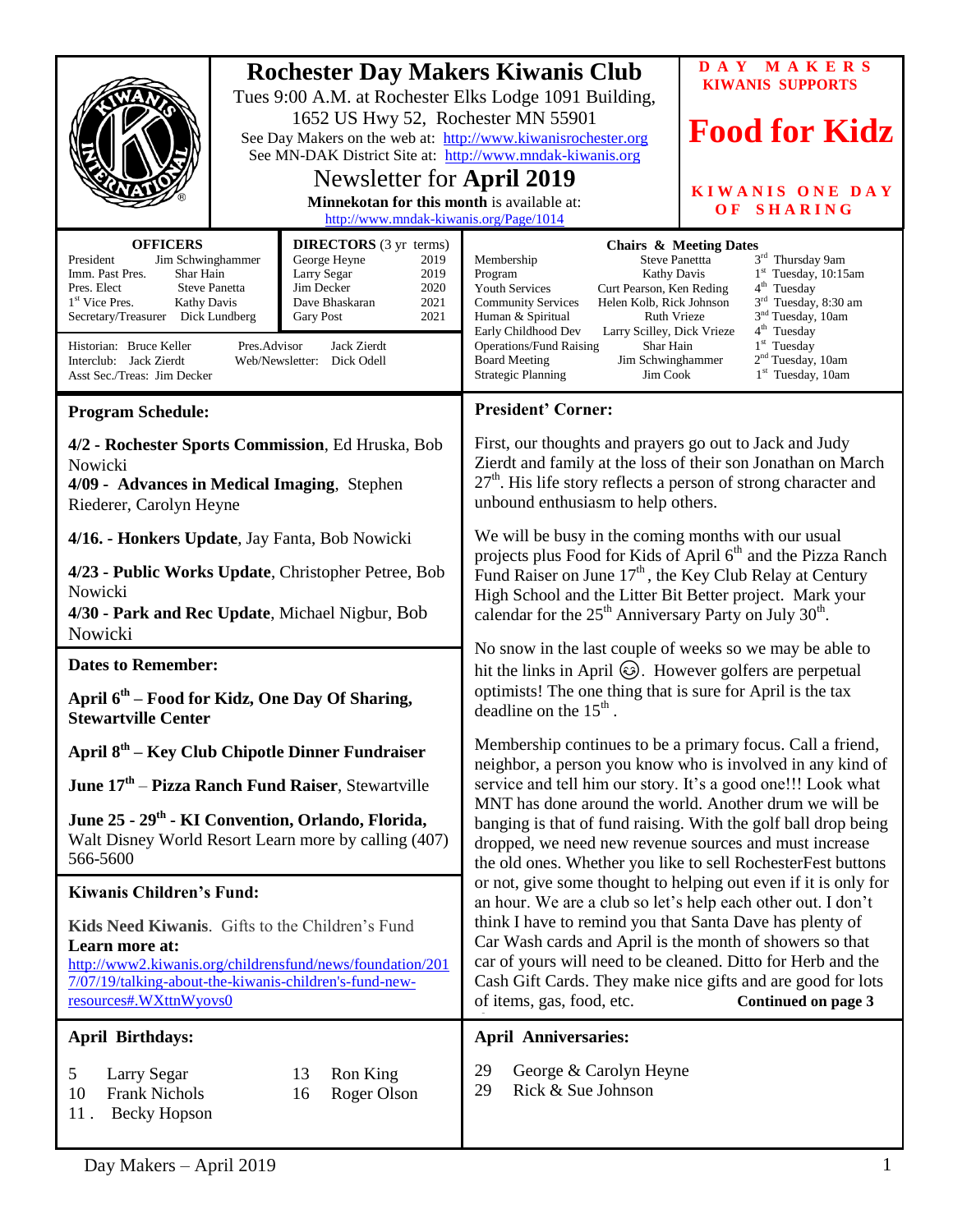# Rochester Day Makers Kiwanis Club

Tues 9:00 A.M. at Rochester Elks Lodge 1091 Building, 1652 US Hwy 52, Rochester MN 55901

See Day Makers on the web at: http://www.kiwanisrochester.org

See MN-DAK District Site at: http://www.mndak-kiwanis.org

## Newsletter for April 2019

**Minnekotan for this month** is available at: http://www.mndak-kiwanis.org/Page/1014

**DAY MAKERS KIWANIS SUPPORTS**

**Food for Kidz**

**KIWANIS ONE DAY OF SHARING**

### OFFICERS

| | |
|---|---|
| President | Jim Schwinghammer |
| Imm. Past Pres. | Shar Hain |
| Pres. Elect | Steve Panetta |
| 1st Vice Pres. | Kathy Davis |
| Secretary/Treasurer | Dick Lundberg |

### DIRECTORS (3 yr terms)

| | |
|---|---|
| George Heyne | 2019 |
| Larry Segar | 2019 |
| Jim Decker | 2020 |
| Dave Bhaskaran | 2021 |
| Gary Post | 2021 |

Historian: Bruce Keller — Pres.Advisor: Jack Zierdt
Interclub: Jack Zierdt — Web/Newsletter: Dick Odell
Asst Sec./Treas: Jim Decker

### Chairs & Meeting Dates

| | | |
|---|---|---|
| Membership | Steve Panettta | 3rd Thursday 9am |
| Program | Kathy Davis | 1st Tuesday, 10:15am |
| Youth Services | Curt Pearson, Ken Reding | 4th Tuesday |
| Community Services | Helen Kolb, Rick Johnson | 3rd Tuesday, 8:30 am |
| Human & Spiritual | Ruth Vrieze | 3nd Tuesday, 10am |
| Early Childhood Dev | Larry Scilley, Dick Vrieze | 4th Tuesday |
| Operations/Fund Raising | Shar Hain | 1st Tuesday |
| Board Meeting | Jim Schwinghammer | 2nd Tuesday, 10am |
| Strategic Planning | Jim Cook | 1st Tuesday, 10am |

## Program Schedule:

**4/2 - Rochester Sports Commission**, Ed Hruska, Bob Nowicki
**4/09 - Advances in Medical Imaging**, Stephen Riederer, Carolyn Heyne

**4/16. - Honkers Update**, Jay Fanta, Bob Nowicki

**4/23 - Public Works Update**, Christopher Petree, Bob Nowicki
**4/30 - Park and Rec Update**, Michael Nigbur, Bob Nowicki

## Dates to Remember:

**April 6th – Food for Kidz, One Day Of Sharing, Stewartville Center**

**April 8th – Key Club Chipotle Dinner Fundraiser**

**June 17th – Pizza Ranch Fund Raiser**, Stewartville

**June 25 - 29th - KI Convention, Orlando, Florida,** Walt Disney World Resort Learn more by calling (407) 566-5600

## Kiwanis Children's Fund:

**Kids Need Kiwanis**. Gifts to the Children's Fund
**Learn more at:**
http://www2.kiwanis.org/childrensfund/news/foundation/2017/07/19/talking-about-the-kiwanis-children's-fund-new-resources#.WXttnWyovs0

## President' Corner:

First, our thoughts and prayers go out to Jack and Judy Zierdt and family at the loss of their son Jonathan on March 27th. His life story reflects a person of strong character and unbound enthusiasm to help others.

We will be busy in the coming months with our usual projects plus Food for Kids of April 6th and the Pizza Ranch Fund Raiser on June 17th, the Key Club Relay at Century High School and the Litter Bit Better project. Mark your calendar for the 25th Anniversary Party on July 30th.

No snow in the last couple of weeks so we may be able to hit the links in April ☺. However golfers are perpetual optimists! The one thing that is sure for April is the tax deadline on the 15th.

Membership continues to be a primary focus. Call a friend, neighbor, a person you know who is involved in any kind of service and tell him our story. It's a good one!!! Look what MNT has done around the world. Another drum we will be banging is that of fund raising. With the golf ball drop being dropped, we need new revenue sources and must increase the old ones. Whether you like to sell RochesterFest buttons or not, give some thought to helping out even if it is only for an hour. We are a club so let's help each other out. I don't think I have to remind you that Santa Dave has plenty of Car Wash cards and April is the month of showers so that car of yours will need to be cleaned. Ditto for Herb and the Cash Gift Cards. They make nice gifts and are good for lots of items, gas, food, etc. **Continued on page 3**

## April Birthdays:

| | |
|---|---|
| 5 | Larry Segar |
| 10 | Frank Nichols |
| 11 | Becky Hopson |
| 13 | Ron King |
| 16 | Roger Olson |

## April Anniversaries:

| | |
|---|---|
| 29 | George & Carolyn Heyne |
| 29 | Rick & Sue Johnson |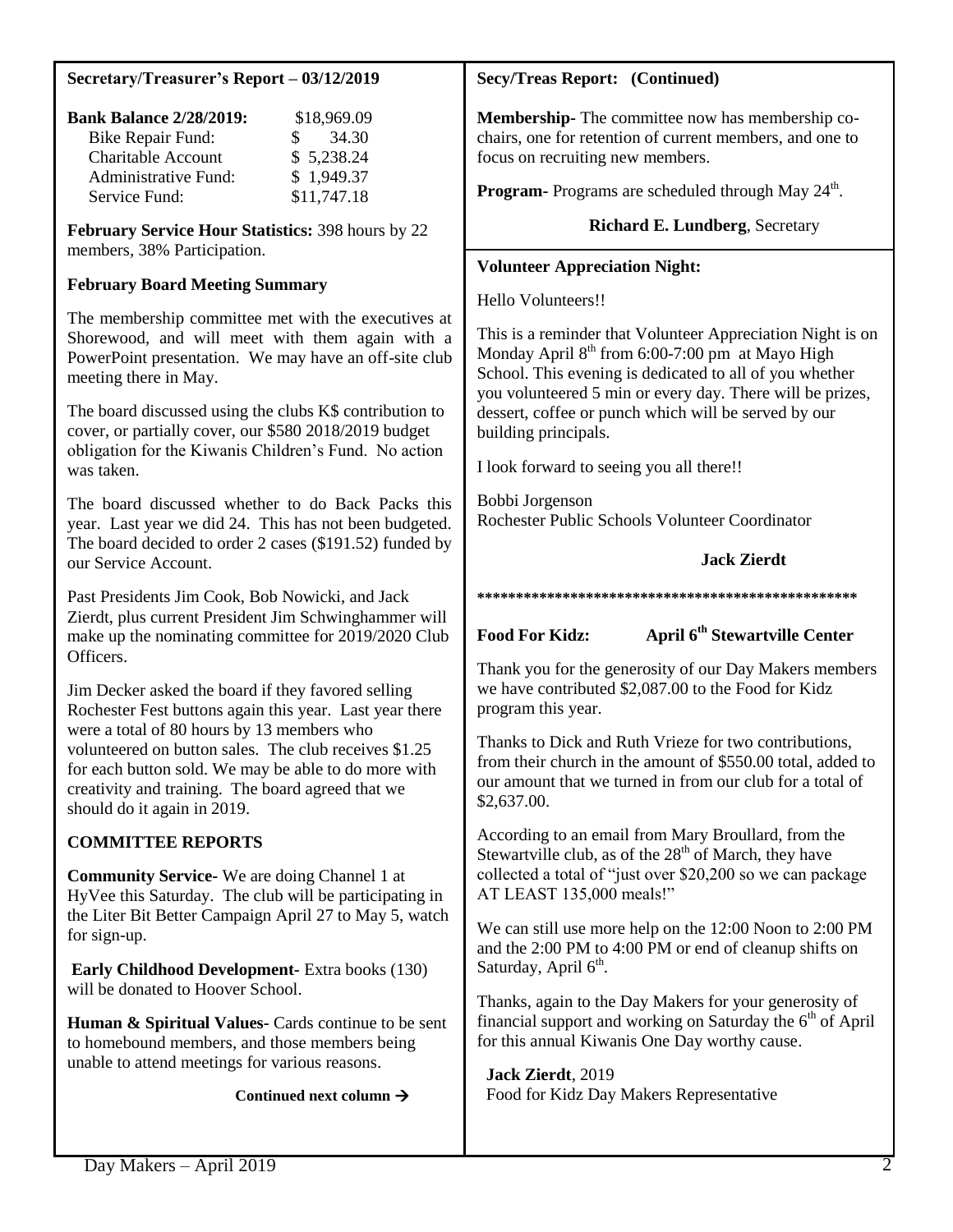## Secretary/Treasurer's Report – 03/12/2019

| **Bank Balance 2/28/2019:** | $18,969.09 |
| --- | --- |
| Bike Repair Fund: | $ 34.30 |
| Charitable Account | $ 5,238.24 |
| Administrative Fund: | $ 1,949.37 |
| Service Fund: | $11,747.18 |

**February Service Hour Statistics:** 398 hours by 22 members, 38% Participation.

### February Board Meeting Summary

The membership committee met with the executives at Shorewood, and will meet with them again with a PowerPoint presentation. We may have an off-site club meeting there in May.

The board discussed using the clubs K$ contribution to cover, or partially cover, our $580 2018/2019 budget obligation for the Kiwanis Children's Fund. No action was taken.

The board discussed whether to do Back Packs this year. Last year we did 24. This has not been budgeted. The board decided to order 2 cases ($191.52) funded by our Service Account.

Past Presidents Jim Cook, Bob Nowicki, and Jack Zierdt, plus current President Jim Schwinghammer will make up the nominating committee for 2019/2020 Club Officers.

Jim Decker asked the board if they favored selling Rochester Fest buttons again this year. Last year there were a total of 80 hours by 13 members who volunteered on button sales. The club receives $1.25 for each button sold. We may be able to do more with creativity and training. The board agreed that we should do it again in 2019.

### COMMITTEE REPORTS

**Community Service-** We are doing Channel 1 at HyVee this Saturday. The club will be participating in the Liter Bit Better Campaign April 27 to May 5, watch for sign-up.

**Early Childhood Development-** Extra books (130) will be donated to Hoover School.

**Human & Spiritual Values-** Cards continue to be sent to homebound members, and those members being unable to attend meetings for various reasons.

**Continued next column →**

## Secy/Treas Report: (Continued)

**Membership-** The committee now has membership co-chairs, one for retention of current members, and one to focus on recruiting new members.

**Program-** Programs are scheduled through May 24th.

**Richard E. Lundberg**, Secretary

## Volunteer Appreciation Night:

Hello Volunteers!!

This is a reminder that Volunteer Appreciation Night is on Monday April 8th from 6:00-7:00 pm at Mayo High School. This evening is dedicated to all of you whether you volunteered 5 min or every day. There will be prizes, dessert, coffee or punch which will be served by our building principals.

I look forward to seeing you all there!!

Bobbi Jorgenson
Rochester Public Schools Volunteer Coordinator

**Jack Zierdt**

**************************************************

## Food For Kidz: April 6th Stewartville Center

Thank you for the generosity of our Day Makers members we have contributed $2,087.00 to the Food for Kidz program this year.

Thanks to Dick and Ruth Vrieze for two contributions, from their church in the amount of $550.00 total, added to our amount that we turned in from our club for a total of $2,637.00.

According to an email from Mary Broullard, from the Stewartville club, as of the 28th of March, they have collected a total of "just over $20,200 so we can package AT LEAST 135,000 meals!"

We can still use more help on the 12:00 Noon to 2:00 PM and the 2:00 PM to 4:00 PM or end of cleanup shifts on Saturday, April 6th.

Thanks, again to the Day Makers for your generosity of financial support and working on Saturday the 6th of April for this annual Kiwanis One Day worthy cause.

**Jack Zierdt**, 2019
Food for Kidz Day Makers Representative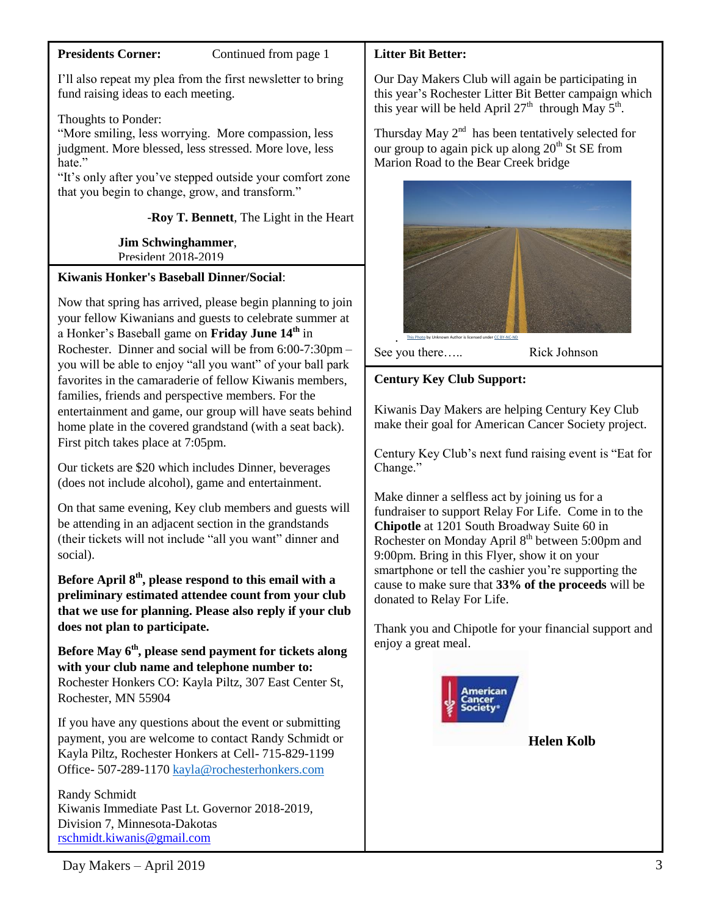**Presidents Corner:** Continued from page 1

I'll also repeat my plea from the first newsletter to bring fund raising ideas to each meeting.

Thoughts to Ponder:
"More smiling, less worrying. More compassion, less judgment. More blessed, less stressed. More love, less hate."
"It's only after you've stepped outside your comfort zone that you begin to change, grow, and transform."

-**Roy T. Bennett**, The Light in the Heart

**Jim Schwinghammer**,
President 2018-2019

**Kiwanis Honker's Baseball Dinner/Social**:

Now that spring has arrived, please begin planning to join your fellow Kiwanians and guests to celebrate summer at a Honker's Baseball game on **Friday June 14th** in Rochester. Dinner and social will be from 6:00-7:30pm – you will be able to enjoy "all you want" of your ball park favorites in the camaraderie of fellow Kiwanis members, families, friends and perspective members. For the entertainment and game, our group will have seats behind home plate in the covered grandstand (with a seat back). First pitch takes place at 7:05pm.

Our tickets are $20 which includes Dinner, beverages (does not include alcohol), game and entertainment.

On that same evening, Key club members and guests will be attending in an adjacent section in the grandstands (their tickets will not include "all you want" dinner and social).

**Before April 8th, please respond to this email with a preliminary estimated attendee count from your club that we use for planning. Please also reply if your club does not plan to participate.**

**Before May 6th, please send payment for tickets along with your club name and telephone number to:**
Rochester Honkers CO: Kayla Piltz, 307 East Center St, Rochester, MN 55904

If you have any questions about the event or submitting payment, you are welcome to contact Randy Schmidt or Kayla Piltz, Rochester Honkers at Cell- 715-829-1199 Office- 507-289-1170 kayla@rochesterhonkers.com

Randy Schmidt
Kiwanis Immediate Past Lt. Governor 2018-2019,
Division 7, Minnesota-Dakotas
rschmidt.kiwanis@gmail.com

**Litter Bit Better:**

Our Day Makers Club will again be participating in this year's Rochester Litter Bit Better campaign which this year will be held April 27th through May 5th.

Thursday May 2nd has been tentatively selected for our group to again pick up along 20th St SE from Marion Road to the Bear Creek bridge

This Photo by Unknown Author is licensed under CC BY-NC-ND

See you there….. Rick Johnson

**Century Key Club Support:**

Kiwanis Day Makers are helping Century Key Club make their goal for American Cancer Society project.

Century Key Club's next fund raising event is "Eat for Change."

Make dinner a selfless act by joining us for a fundraiser to support Relay For Life. Come in to the **Chipotle** at 1201 South Broadway Suite 60 in Rochester on Monday April 8th between 5:00pm and 9:00pm. Bring in this Flyer, show it on your smartphone or tell the cashier you're supporting the cause to make sure that **33% of the proceeds** will be donated to Relay For Life.

Thank you and Chipotle for your financial support and enjoy a great meal.

**Helen Kolb**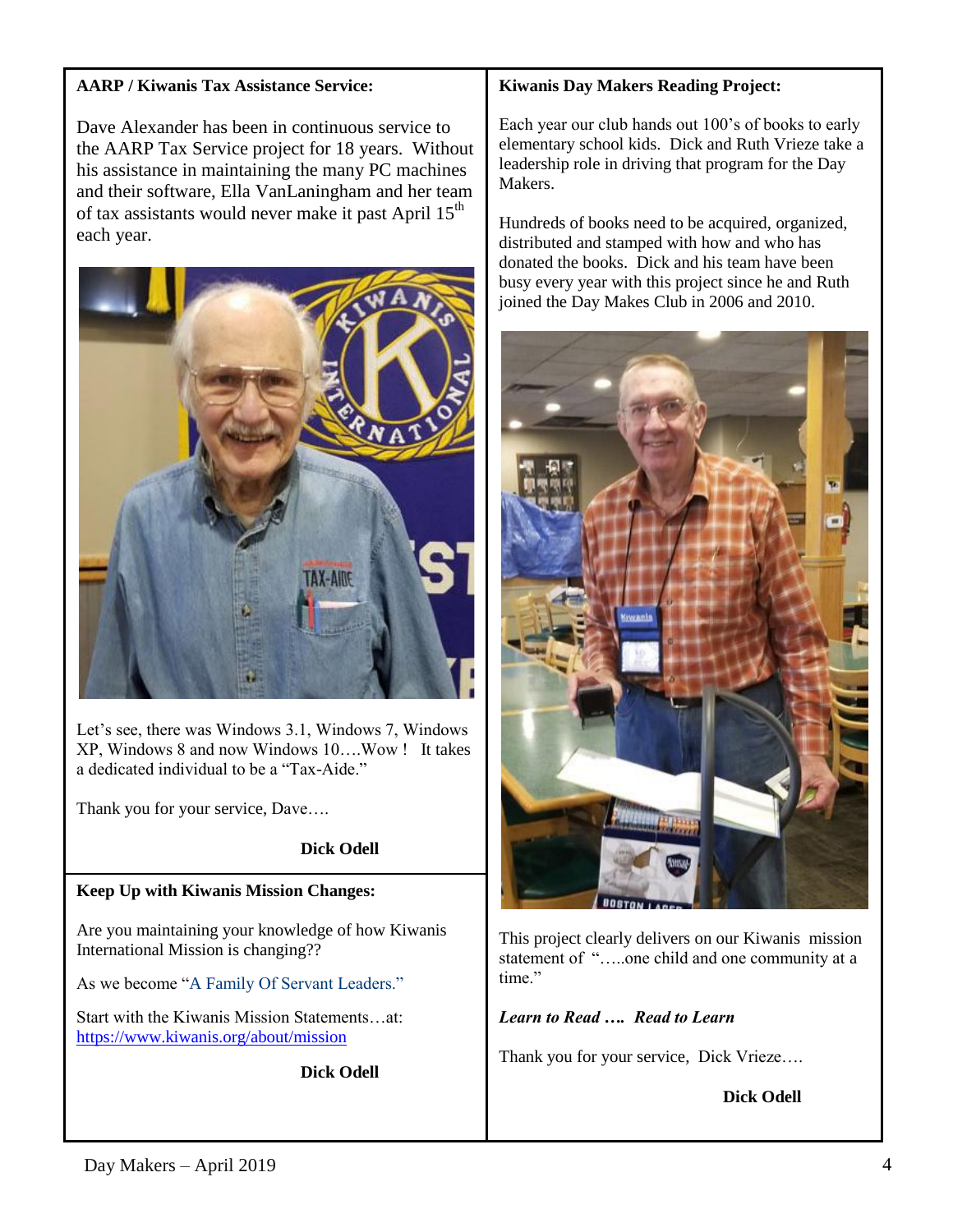### AARP / Kiwanis Tax Assistance Service:

Dave Alexander has been in continuous service to the AARP Tax Service project for 18 years. Without his assistance in maintaining the many PC machines and their software, Ella VanLaningham and her team of tax assistants would never make it past April 15th each year.

Let's see, there was Windows 3.1, Windows 7, Windows XP, Windows 8 and now Windows 10….Wow ! It takes a dedicated individual to be a "Tax-Aide."

Thank you for your service, Dave….

**Dick Odell**

### Keep Up with Kiwanis Mission Changes:

Are you maintaining your knowledge of how Kiwanis International Mission is changing??

As we become "A Family Of Servant Leaders."

Start with the Kiwanis Mission Statements…at: https://www.kiwanis.org/about/mission

**Dick Odell**

### Kiwanis Day Makers Reading Project:

Each year our club hands out 100's of books to early elementary school kids. Dick and Ruth Vrieze take a leadership role in driving that program for the Day Makers.

Hundreds of books need to be acquired, organized, distributed and stamped with how and who has donated the books. Dick and his team have been busy every year with this project since he and Ruth joined the Day Makes Club in 2006 and 2010.

This project clearly delivers on our Kiwanis mission statement of "…..one child and one community at a time."

***Learn to Read …. Read to Learn***

Thank you for your service, Dick Vrieze….

**Dick Odell**